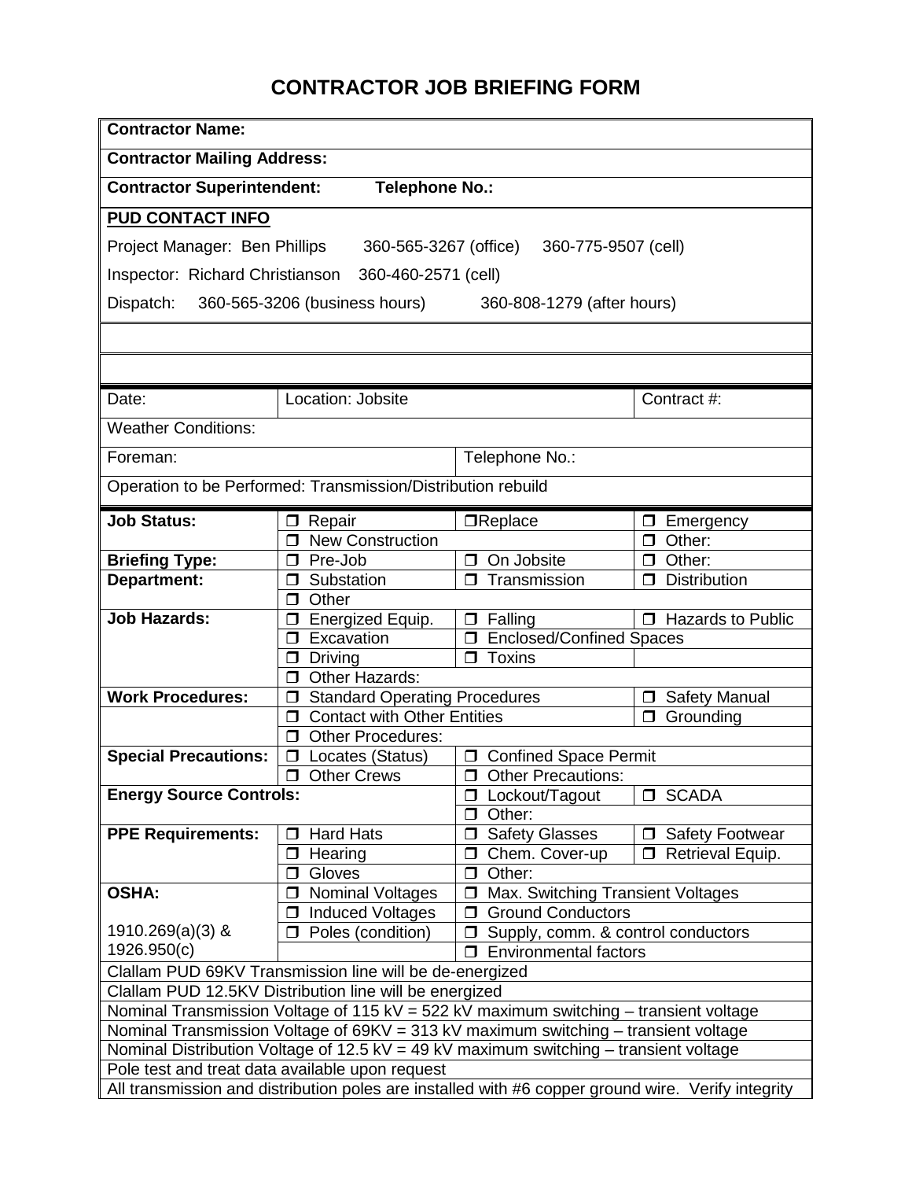# CONTRACTOR JOB BRIEFING FORM

**Contractor Name:**

**Contractor Mailing Address:**

**Contractor Superintendent:** **Telephone No.:**

**PUD CONTACT INFO**

Project Manager: Ben Phillips 360-565-3267 (office) 360-775-9507 (cell)

Inspector: Richard Christianson 360-460-2571 (cell)

Dispatch: 360-565-3206 (business hours) 360-808-1279 (after hours)

| Date: | Location: Jobsite | | Contract #: |
|---|---|---|---|
| Weather Conditions: | | | |
| Foreman: | | Telephone No.: | |
| Operation to be Performed: Transmission/Distribution rebuild | | | |

| | | | |
|---|---|---|---|
| **Job Status:** | ☐ Repair | ☐Replace | ☐ Emergency |
| | ☐ New Construction | | ☐ Other: |
| **Briefing Type:** | ☐ Pre-Job | ☐ On Jobsite | ☐ Other: |
| **Department:** | ☐ Substation | ☐ Transmission | ☐ Distribution |
| | ☐ Other | | |
| **Job Hazards:** | ☐ Energized Equip. | ☐ Falling | ☐ Hazards to Public |
| | ☐ Excavation | ☐ Enclosed/Confined Spaces | |
| | ☐ Driving | ☐ Toxins | |
| | ☐ Other Hazards: | | |
| **Work Procedures:** | ☐ Standard Operating Procedures | | ☐ Safety Manual |
| | ☐ Contact with Other Entities | | ☐ Grounding |
| | ☐ Other Procedures: | | |
| **Special Precautions:** | ☐ Locates (Status) | ☐ Confined Space Permit | |
| | ☐ Other Crews | ☐ Other Precautions: | |
| **Energy Source Controls:** | | ☐ Lockout/Tagout | ☐ SCADA |
| | | ☐ Other: | |
| **PPE Requirements:** | ☐ Hard Hats | ☐ Safety Glasses | ☐ Safety Footwear |
| | ☐ Hearing | ☐ Chem. Cover-up | ☐ Retrieval Equip. |
| | ☐ Gloves | ☐ Other: | |
| **OSHA:** | ☐ Nominal Voltages | ☐ Max. Switching Transient Voltages | |
| 1910.269(a)(3) & 1926.950(c) | ☐ Induced Voltages | ☐ Ground Conductors | |
| | ☐ Poles (condition) | ☐ Supply, comm. & control conductors | |
| | | ☐ Environmental factors | |

Clallam PUD 69KV Transmission line will be de-energized

Clallam PUD 12.5KV Distribution line will be energized

Nominal Transmission Voltage of 115 kV = 522 kV maximum switching – transient voltage

Nominal Transmission Voltage of 69KV = 313 kV maximum switching – transient voltage

Nominal Distribution Voltage of 12.5 kV = 49 kV maximum switching – transient voltage

Pole test and treat data available upon request

All transmission and distribution poles are installed with #6 copper ground wire. Verify integrity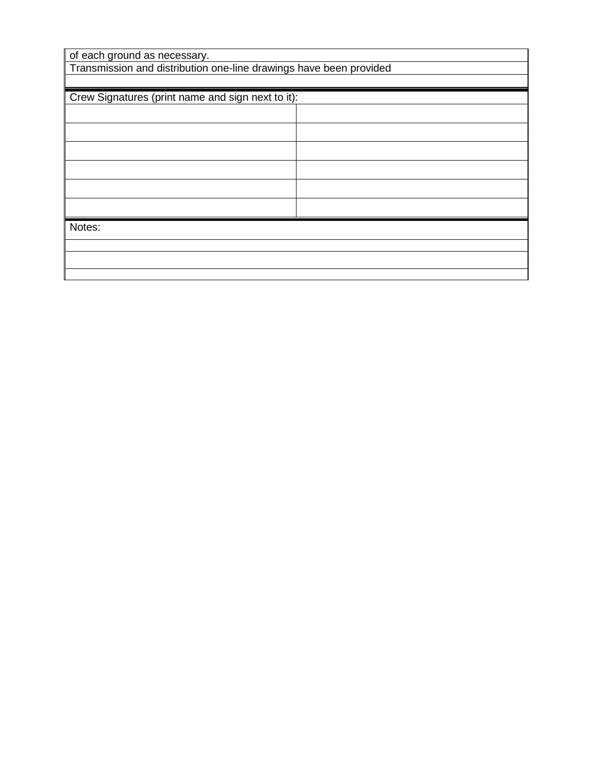| |
|---|
| of each ground as necessary. |
| Transmission and distribution one-line drawings have been provided |
| |

| Crew Signatures (print name and sign next to it): | |
|---|---|
| | |
| | |
| | |
| | |
| | |
| | |

| Notes: |
|---|
| |
| |
| |